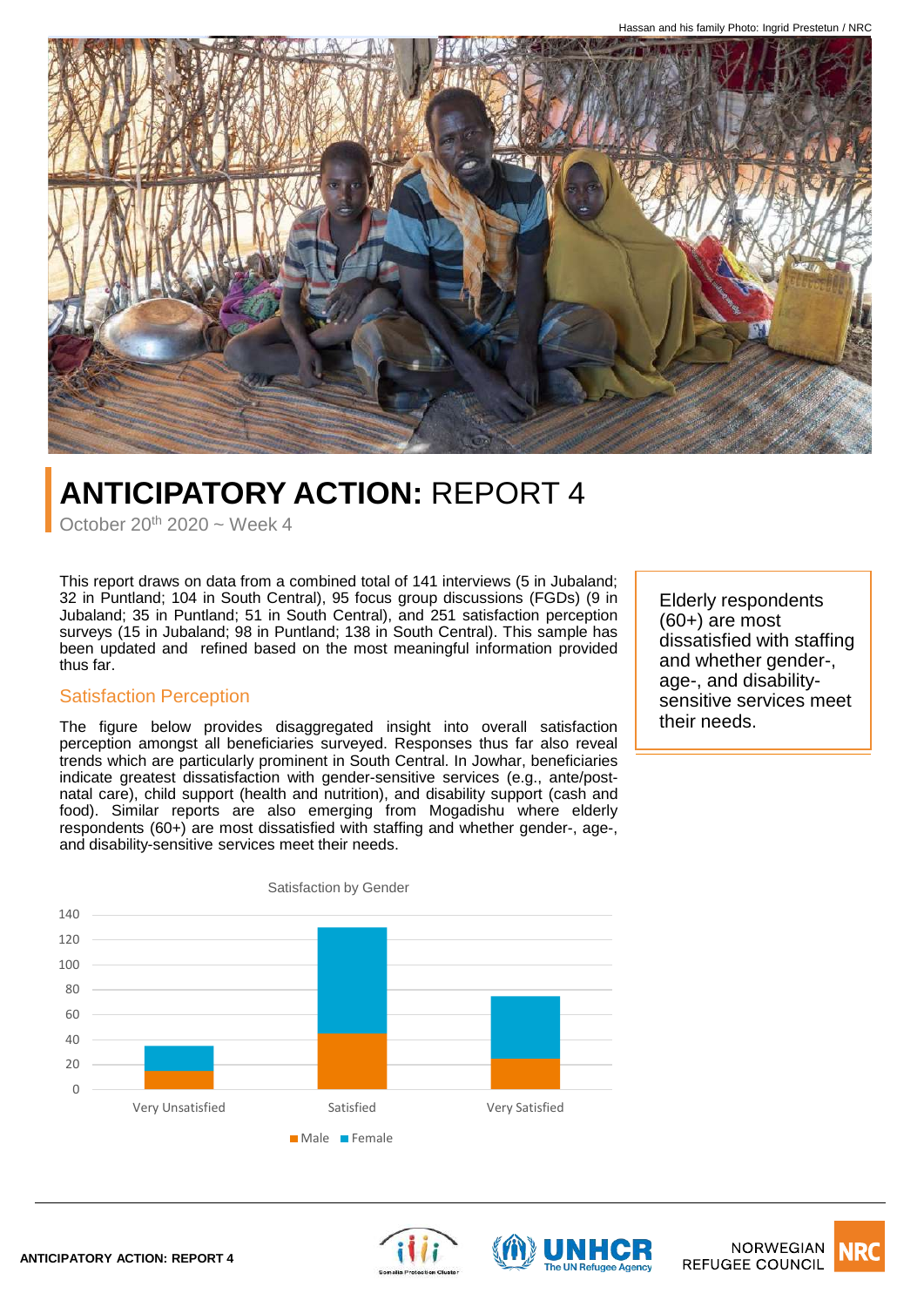Hassan and his family Photo: Ingrid Prestetun / NRC

# **ANTICIPATORY ACTION:** REPORT 4

October 20th 2020 ~ Week 4

This report draws on data from a combined total of 141 interviews (5 in Jubaland; 32 in Puntland; 104 in South Central), 95 focus group discussions (FGDs) (9 in Jubaland; 35 in Puntland; 51 in South Central), and 251 satisfaction perception surveys (15 in Jubaland; 98 in Puntland; 138 in South Central). This sample has been updated and refined based on the most meaningful information provided thus far.

> Elderly respondents (60+) are most dissatisfied with staffing and whether gender-, age-, and disability-sensitive services meet their needs.

## Satisfaction Perception

The figure below provides disaggregated insight into overall satisfaction perception amongst all beneficiaries surveyed. Responses thus far also reveal trends which are particularly prominent in South Central. In Jowhar, beneficiaries indicate greatest dissatisfaction with gender-sensitive services (e.g., ante/post-natal care), child support (health and nutrition), and disability support (cash and food). Similar reports are also emerging from Mogadishu where elderly respondents (60+) are most dissatisfied with staffing and whether gender-, age-, and disability-sensitive services meet their needs.

Satisfaction by Gender

| | Male | Female |
|---|---|---|
| Very Unsatisfied | 15 | 20 |
| Satisfied | 45 | 85 |
| Very Satisfied | 24 | 51 |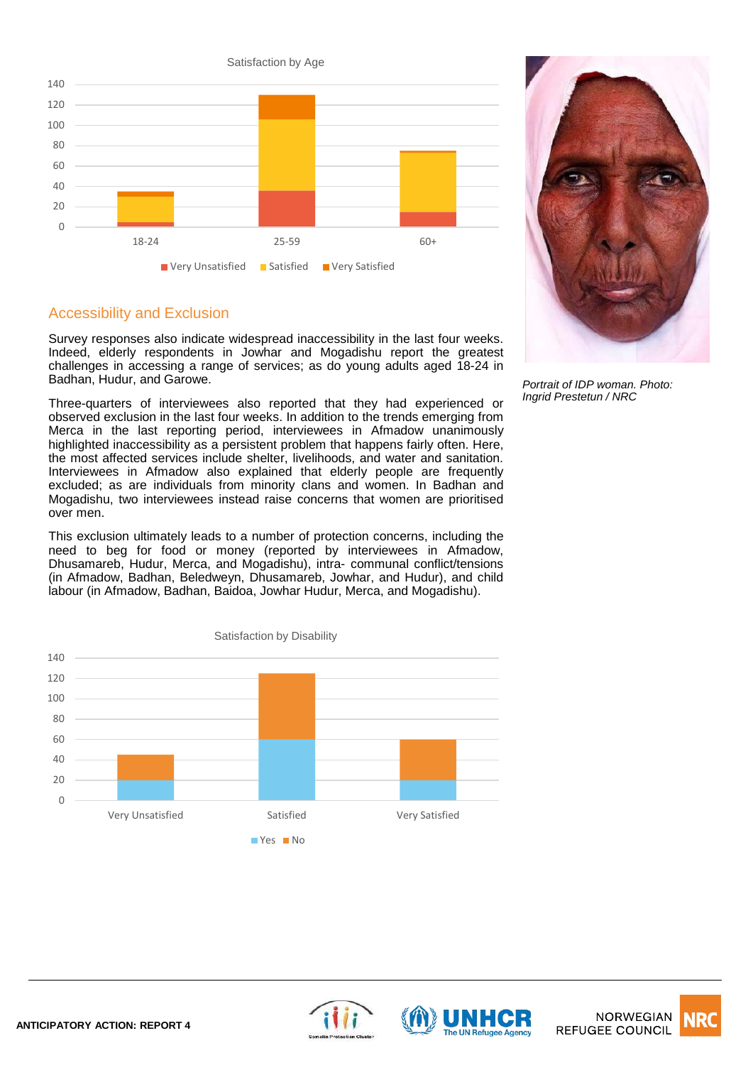Satisfaction by Age

| | Very Unsatisfied | Satisfied | Very Satisfied |
|---|---|---|---|
| 18-24 | 4 | 26 | 5 |
| 25-59 | 36 | 70 | 24 |
| 60+ | 14 | 59 | 2 |

## Accessibility and Exclusion

Survey responses also indicate widespread inaccessibility in the last four weeks. Indeed, elderly respondents in Jowhar and Mogadishu report the greatest challenges in accessing a range of services; as do young adults aged 18-24 in Badhan, Hudur, and Garowe.

Three-quarters of interviewees also reported that they had experienced or observed exclusion in the last four weeks. In addition to the trends emerging from Merca in the last reporting period, interviewees in Afmadow unanimously highlighted inaccessibility as a persistent problem that happens fairly often. Here, the most affected services include shelter, livelihoods, and water and sanitation. Interviewees in Afmadow also explained that elderly people are frequently excluded; as are individuals from minority clans and women. In Badhan and Mogadishu, two interviewees instead raise concerns that women are prioritised over men.

This exclusion ultimately leads to a number of protection concerns, including the need to beg for food or money (reported by interviewees in Afmadow, Dhusamareb, Hudur, Merca, and Mogadishu), intra- communal conflict/tensions (in Afmadow, Badhan, Beledweyn, Dhusamareb, Jowhar, and Hudur), and child labour (in Afmadow, Badhan, Baidoa, Jowhar Hudur, Merca, and Mogadishu).

*Portrait of IDP woman. Photo: Ingrid Prestetun / NRC*

Satisfaction by Disability

| | Yes | No |
|---|---|---|
| Very Unsatisfied | 20 | 25 |
| Satisfied | 60 | 65 |
| Very Satisfied | 20 | 40 |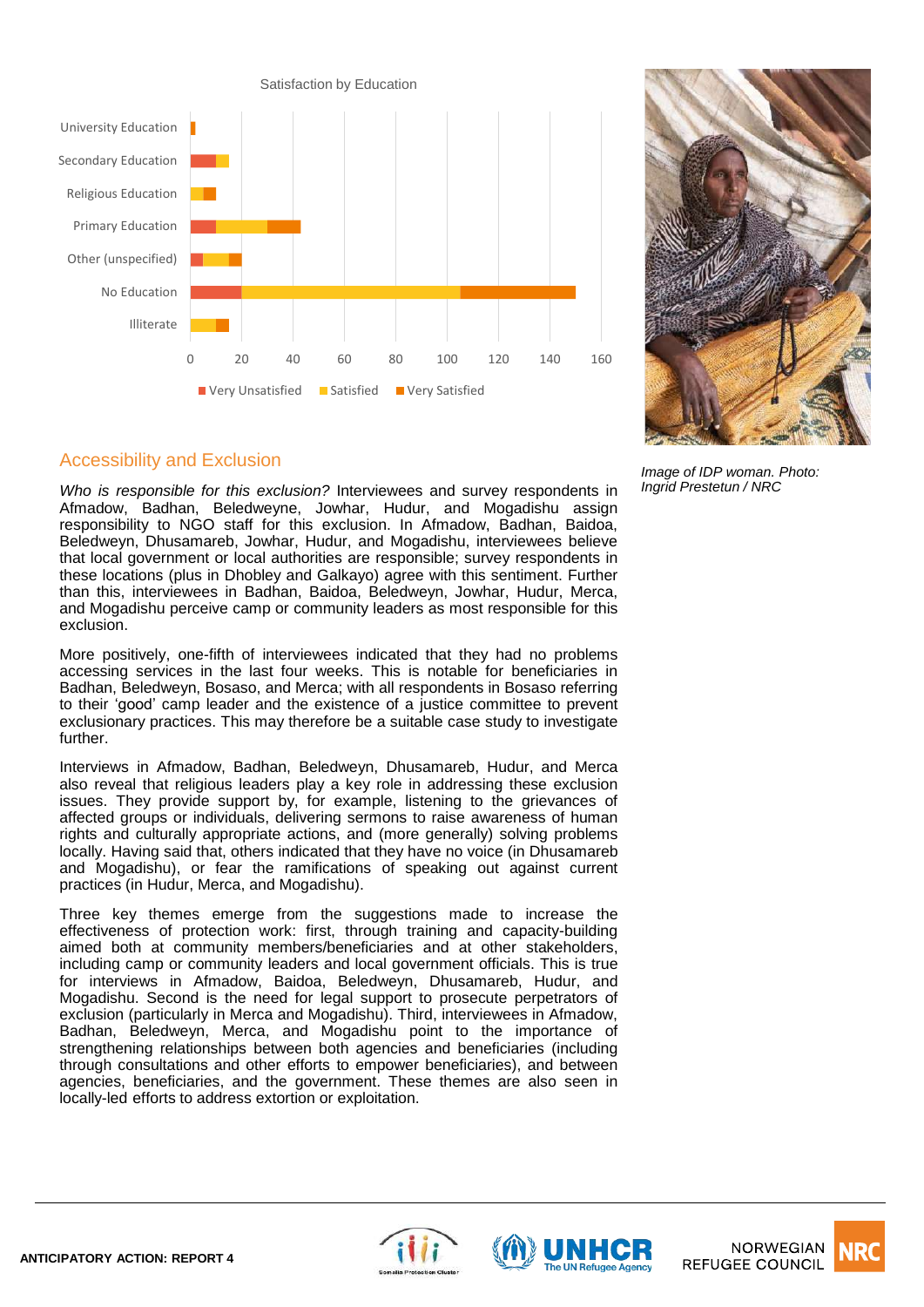Satisfaction by Education

| | Very Unsatisfied | Satisfied | Very Satisfied |
|---|---|---|---|
| University Education | | | |
| Secondary Education | | | |
| Religious Education | | | |
| Primary Education | | | |
| Other (unspecified) | | | |
| No Education | | | |
| Illiterate | | | |

Image of IDP woman. Photo: Ingrid Prestetun / NRC

## Accessibility and Exclusion

*Who is responsible for this exclusion?* Interviewees and survey respondents in Afmadow, Badhan, Beledweyne, Jowhar, Hudur, and Mogadishu assign responsibility to NGO staff for this exclusion. In Afmadow, Badhan, Baidoa, Beledweyn, Dhusamareb, Jowhar, Hudur, and Mogadishu, interviewees believe that local government or local authorities are responsible; survey respondents in these locations (plus in Dhobley and Galkayo) agree with this sentiment. Further than this, interviewees in Badhan, Baidoa, Beledweyn, Jowhar, Hudur, Merca, and Mogadishu perceive camp or community leaders as most responsible for this exclusion.

More positively, one-fifth of interviewees indicated that they had no problems accessing services in the last four weeks. This is notable for beneficiaries in Badhan, Beledweyn, Bosaso, and Merca; with all respondents in Bosaso referring to their 'good' camp leader and the existence of a justice committee to prevent exclusionary practices. This may therefore be a suitable case study to investigate further.

Interviews in Afmadow, Badhan, Beledweyn, Dhusamareb, Hudur, and Merca also reveal that religious leaders play a key role in addressing these exclusion issues. They provide support by, for example, listening to the grievances of affected groups or individuals, delivering sermons to raise awareness of human rights and culturally appropriate actions, and (more generally) solving problems locally. Having said that, others indicated that they have no voice (in Dhusamareb and Mogadishu), or fear the ramifications of speaking out against current practices (in Hudur, Merca, and Mogadishu).

Three key themes emerge from the suggestions made to increase the effectiveness of protection work: first, through training and capacity-building aimed both at community members/beneficiaries and at other stakeholders, including camp or community leaders and local government officials. This is true for interviews in Afmadow, Baidoa, Beledweyn, Dhusamareb, Hudur, and Mogadishu. Second is the need for legal support to prosecute perpetrators of exclusion (particularly in Merca and Mogadishu). Third, interviewees in Afmadow, Badhan, Beledweyn, Merca, and Mogadishu point to the importance of strengthening relationships between both agencies and beneficiaries (including through consultations and other efforts to empower beneficiaries), and between agencies, beneficiaries, and the government. These themes are also seen in locally-led efforts to address extortion or exploitation.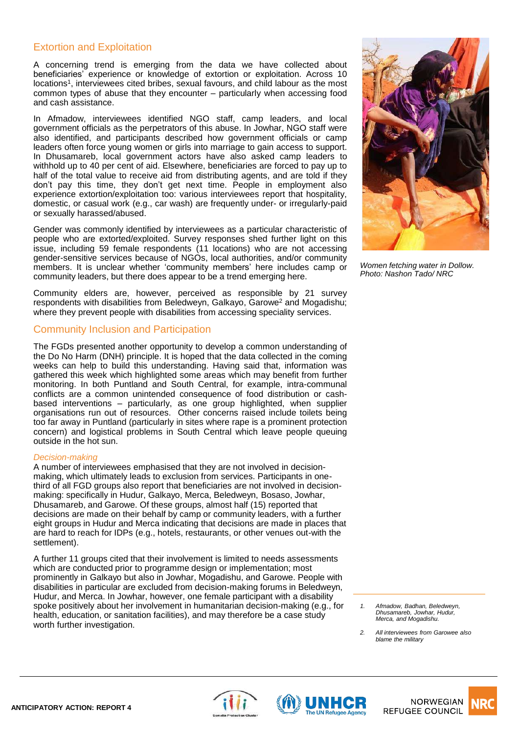## Extortion and Exploitation

A concerning trend is emerging from the data we have collected about beneficiaries' experience or knowledge of extortion or exploitation. Across 10 locations[1], interviewees cited bribes, sexual favours, and child labour as the most common types of abuse that they encounter – particularly when accessing food and cash assistance.

In Afmadow, interviewees identified NGO staff, camp leaders, and local government officials as the perpetrators of this abuse. In Jowhar, NGO staff were also identified, and participants described how government officials or camp leaders often force young women or girls into marriage to gain access to support. In Dhusamareb, local government actors have also asked camp leaders to withhold up to 40 per cent of aid. Elsewhere, beneficiaries are forced to pay up to half of the total value to receive aid from distributing agents, and are told if they don't pay this time, they don't get next time. People in employment also experience extortion/exploitation too: various interviewees report that hospitality, domestic, or casual work (e.g., car wash) are frequently under- or irregularly-paid or sexually harassed/abused.

Gender was commonly identified by interviewees as a particular characteristic of people who are extorted/exploited. Survey responses shed further light on this issue, including 59 female respondents (11 locations) who are not accessing gender-sensitive services because of NGOs, local authorities, and/or community members. It is unclear whether 'community members' here includes camp or community leaders, but there does appear to be a trend emerging here.

Community elders are, however, perceived as responsible by 21 survey respondents with disabilities from Beledweyn, Galkayo, Garowe[2] and Mogadishu; where they prevent people with disabilities from accessing speciality services.

*Women fetching water in Dollow. Photo: Nashon Tado/ NRC*

## Community Inclusion and Participation

The FGDs presented another opportunity to develop a common understanding of the Do No Harm (DNH) principle. It is hoped that the data collected in the coming weeks can help to build this understanding. Having said that, information was gathered this week which highlighted some areas which may benefit from further monitoring. In both Puntland and South Central, for example, intra-communal conflicts are a common unintended consequence of food distribution or cash-based interventions – particularly, as one group highlighted, when supplier organisations run out of resources. Other concerns raised include toilets being too far away in Puntland (particularly in sites where rape is a prominent protection concern) and logistical problems in South Central which leave people queuing outside in the hot sun.

### *Decision-making*

A number of interviewees emphasised that they are not involved in decision-making, which ultimately leads to exclusion from services. Participants in one-third of all FGD groups also report that beneficiaries are not involved in decision-making: specifically in Hudur, Galkayo, Merca, Beledweyn, Bosaso, Jowhar, Dhusamareb, and Garowe. Of these groups, almost half (15) reported that decisions are made on their behalf by camp or community leaders, with a further eight groups in Hudur and Merca indicating that decisions are made in places that are hard to reach for IDPs (e.g., hotels, restaurants, or other venues out-with the settlement).

A further 11 groups cited that their involvement is limited to needs assessments which are conducted prior to programme design or implementation; most prominently in Galkayo but also in Jowhar, Mogadishu, and Garowe. People with disabilities in particular are excluded from decision-making forums in Beledweyn, Hudur, and Merca. In Jowhar, however, one female participant with a disability spoke positively about her involvement in humanitarian decision-making (e.g., for health, education, or sanitation facilities), and may therefore be a case study worth further investigation.

1. *Afmadow, Badhan, Beledweyn, Dhusamareb, Jowhar, Hudur, Merca, and Mogadishu.*
2. *All interviewees from Garowee also blame the military*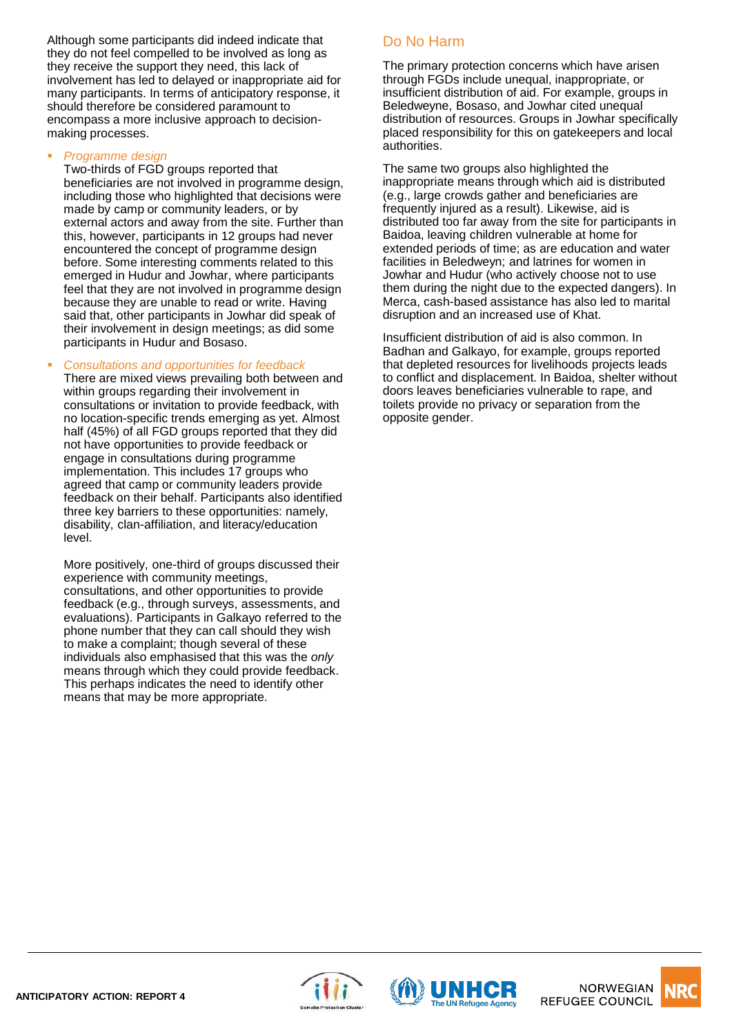Although some participants did indeed indicate that they do not feel compelled to be involved as long as they receive the support they need, this lack of involvement has led to delayed or inappropriate aid for many participants. In terms of anticipatory response, it should therefore be considered paramount to encompass a more inclusive approach to decision-making processes.

- *Programme design*
  Two-thirds of FGD groups reported that beneficiaries are not involved in programme design, including those who highlighted that decisions were made by camp or community leaders, or by external actors and away from the site. Further than this, however, participants in 12 groups had never encountered the concept of programme design before. Some interesting comments related to this emerged in Hudur and Jowhar, where participants feel that they are not involved in programme design because they are unable to read or write. Having said that, other participants in Jowhar did speak of their involvement in design meetings; as did some participants in Hudur and Bosaso.

- *Consultations and opportunities for feedback*
  There are mixed views prevailing both between and within groups regarding their involvement in consultations or invitation to provide feedback, with no location-specific trends emerging as yet. Almost half (45%) of all FGD groups reported that they did not have opportunities to provide feedback or engage in consultations during programme implementation. This includes 17 groups who agreed that camp or community leaders provide feedback on their behalf. Participants also identified three key barriers to these opportunities: namely, disability, clan-affiliation, and literacy/education level.

  More positively, one-third of groups discussed their experience with community meetings, consultations, and other opportunities to provide feedback (e.g., through surveys, assessments, and evaluations). Participants in Galkayo referred to the phone number that they can call should they wish to make a complaint; though several of these individuals also emphasised that this was the *only* means through which they could provide feedback. This perhaps indicates the need to identify other means that may be more appropriate.

## Do No Harm

The primary protection concerns which have arisen through FGDs include unequal, inappropriate, or insufficient distribution of aid. For example, groups in Beledweyne, Bosaso, and Jowhar cited unequal distribution of resources. Groups in Jowhar specifically placed responsibility for this on gatekeepers and local authorities.

The same two groups also highlighted the inappropriate means through which aid is distributed (e.g., large crowds gather and beneficiaries are frequently injured as a result). Likewise, aid is distributed too far away from the site for participants in Baidoa, leaving children vulnerable at home for extended periods of time; as are education and water facilities in Beledweyn; and latrines for women in Jowhar and Hudur (who actively choose not to use them during the night due to the expected dangers). In Merca, cash-based assistance has also led to marital disruption and an increased use of Khat.

Insufficient distribution of aid is also common. In Badhan and Galkayo, for example, groups reported that depleted resources for livelihoods projects leads to conflict and displacement. In Baidoa, shelter without doors leaves beneficiaries vulnerable to rape, and toilets provide no privacy or separation from the opposite gender.